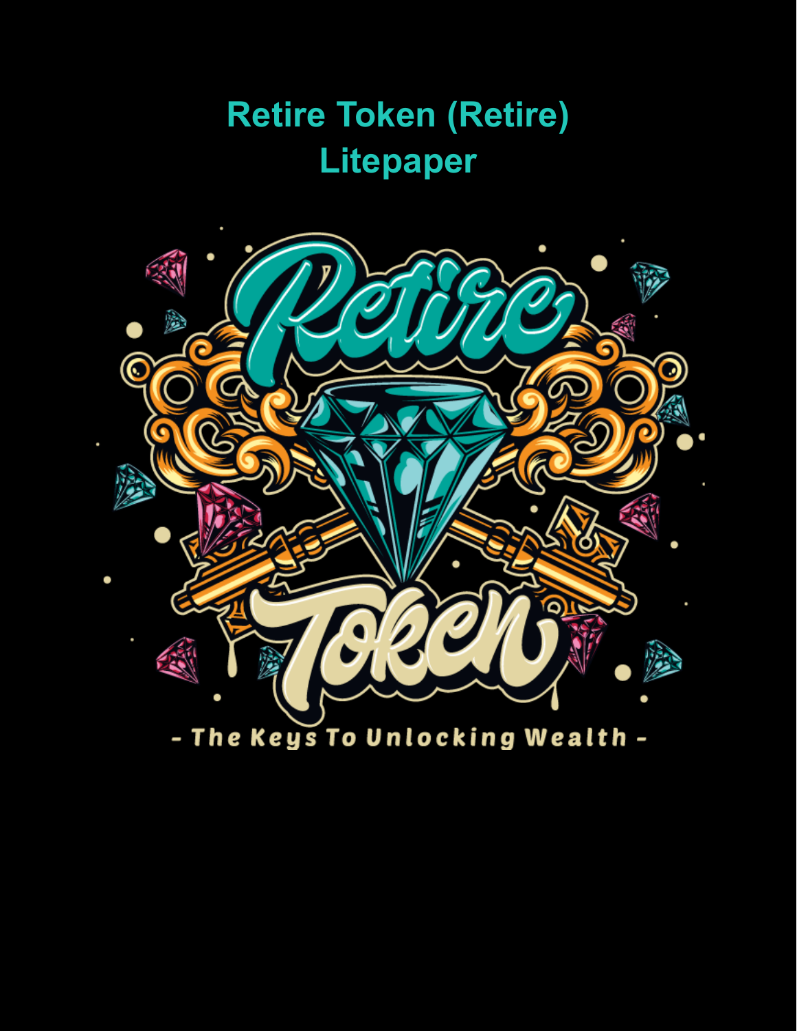# Retire Token (Retire)
# Litepaper

Retire Token

- The Keys To Unlocking Wealth -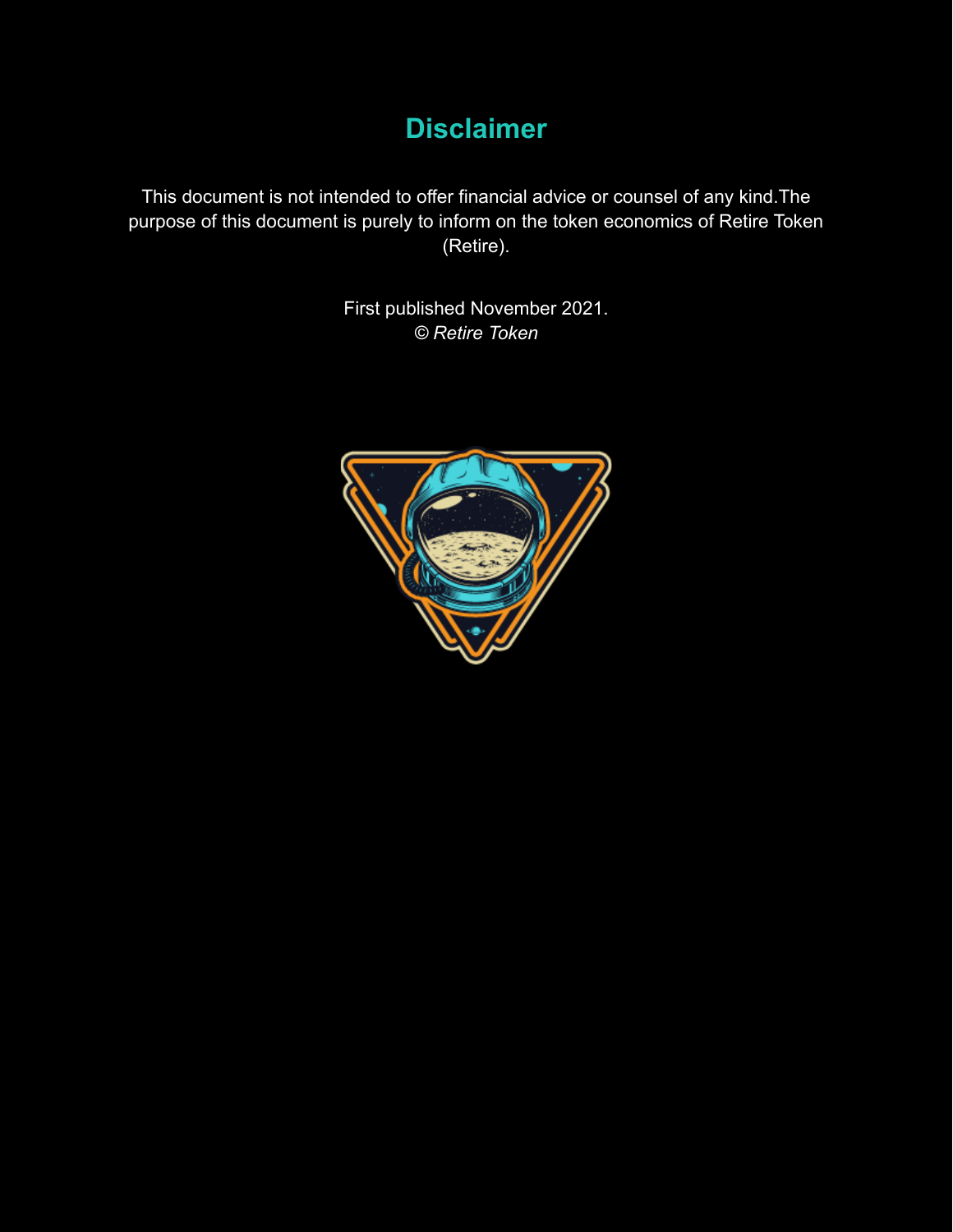## Disclaimer

This document is not intended to offer financial advice or counsel of any kind.The purpose of this document is purely to inform on the token economics of Retire Token (Retire).

First published November 2021.
*© Retire Token*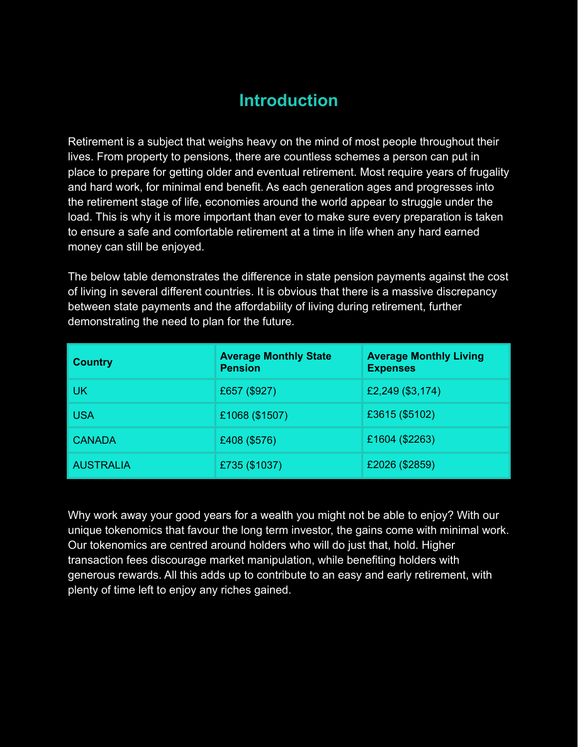# Introduction

Retirement is a subject that weighs heavy on the mind of most people throughout their lives. From property to pensions, there are countless schemes a person can put in place to prepare for getting older and eventual retirement. Most require years of frugality and hard work, for minimal end benefit. As each generation ages and progresses into the retirement stage of life, economies around the world appear to struggle under the load. This is why it is more important than ever to make sure every preparation is taken to ensure a safe and comfortable retirement at a time in life when any hard earned money can still be enjoyed.

The below table demonstrates the difference in state pension payments against the cost of living in several different countries. It is obvious that there is a massive discrepancy between state payments and the affordability of living during retirement, further demonstrating the need to plan for the future.

| **Country** | **Average Monthly State Pension** | **Average Monthly Living Expenses** |
|---|---|---|
| UK | £657 ($927) | £2,249 ($3,174) |
| USA | £1068 ($1507) | £3615 ($5102) |
| CANADA | £408 ($576) | £1604 ($2263) |
| AUSTRALIA | £735 ($1037) | £2026 ($2859) |

Why work away your good years for a wealth you might not be able to enjoy? With our unique tokenomics that favour the long term investor, the gains come with minimal work. Our tokenomics are centred around holders who will do just that, hold. Higher transaction fees discourage market manipulation, while benefiting holders with generous rewards. All this adds up to contribute to an easy and early retirement, with plenty of time left to enjoy any riches gained.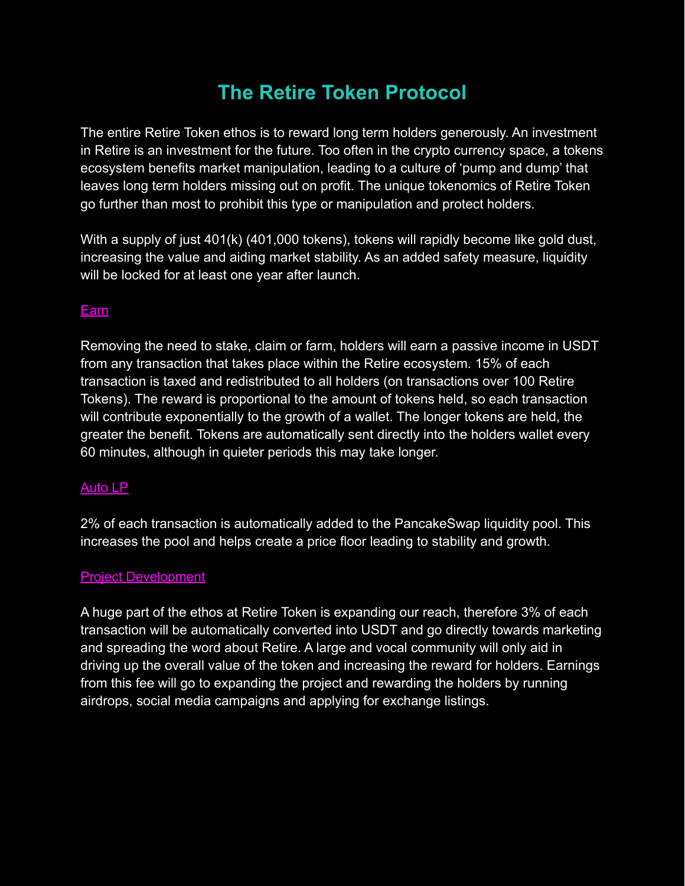# The Retire Token Protocol

The entire Retire Token ethos is to reward long term holders generously. An investment in Retire is an investment for the future. Too often in the crypto currency space, a tokens ecosystem benefits market manipulation, leading to a culture of 'pump and dump' that leaves long term holders missing out on profit. The unique tokenomics of Retire Token go further than most to prohibit this type or manipulation and protect holders.

With a supply of just 401(k) (401,000 tokens), tokens will rapidly become like gold dust, increasing the value and aiding market stability. As an added safety measure, liquidity will be locked for at least one year after launch.

## Earn

Removing the need to stake, claim or farm, holders will earn a passive income in USDT from any transaction that takes place within the Retire ecosystem. 15% of each transaction is taxed and redistributed to all holders (on transactions over 100 Retire Tokens). The reward is proportional to the amount of tokens held, so each transaction will contribute exponentially to the growth of a wallet. The longer tokens are held, the greater the benefit. Tokens are automatically sent directly into the holders wallet every 60 minutes, although in quieter periods this may take longer.

## Auto LP

2% of each transaction is automatically added to the PancakeSwap liquidity pool. This increases the pool and helps create a price floor leading to stability and growth.

## Project Development

A huge part of the ethos at Retire Token is expanding our reach, therefore 3% of each transaction will be automatically converted into USDT and go directly towards marketing and spreading the word about Retire. A large and vocal community will only aid in driving up the overall value of the token and increasing the reward for holders. Earnings from this fee will go to expanding the project and rewarding the holders by running airdrops, social media campaigns and applying for exchange listings.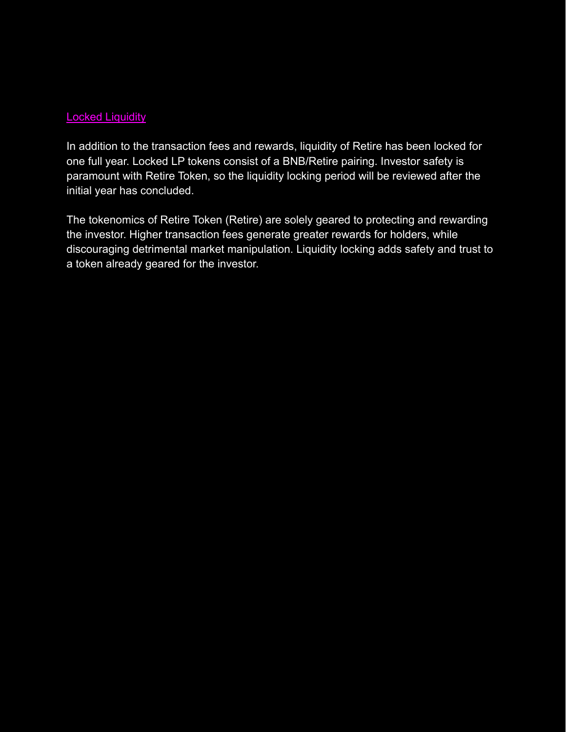## Locked Liquidity

In addition to the transaction fees and rewards, liquidity of Retire has been locked for one full year. Locked LP tokens consist of a BNB/Retire pairing. Investor safety is paramount with Retire Token, so the liquidity locking period will be reviewed after the initial year has concluded.

The tokenomics of Retire Token (Retire) are solely geared to protecting and rewarding the investor. Higher transaction fees generate greater rewards for holders, while discouraging detrimental market manipulation. Liquidity locking adds safety and trust to a token already geared for the investor.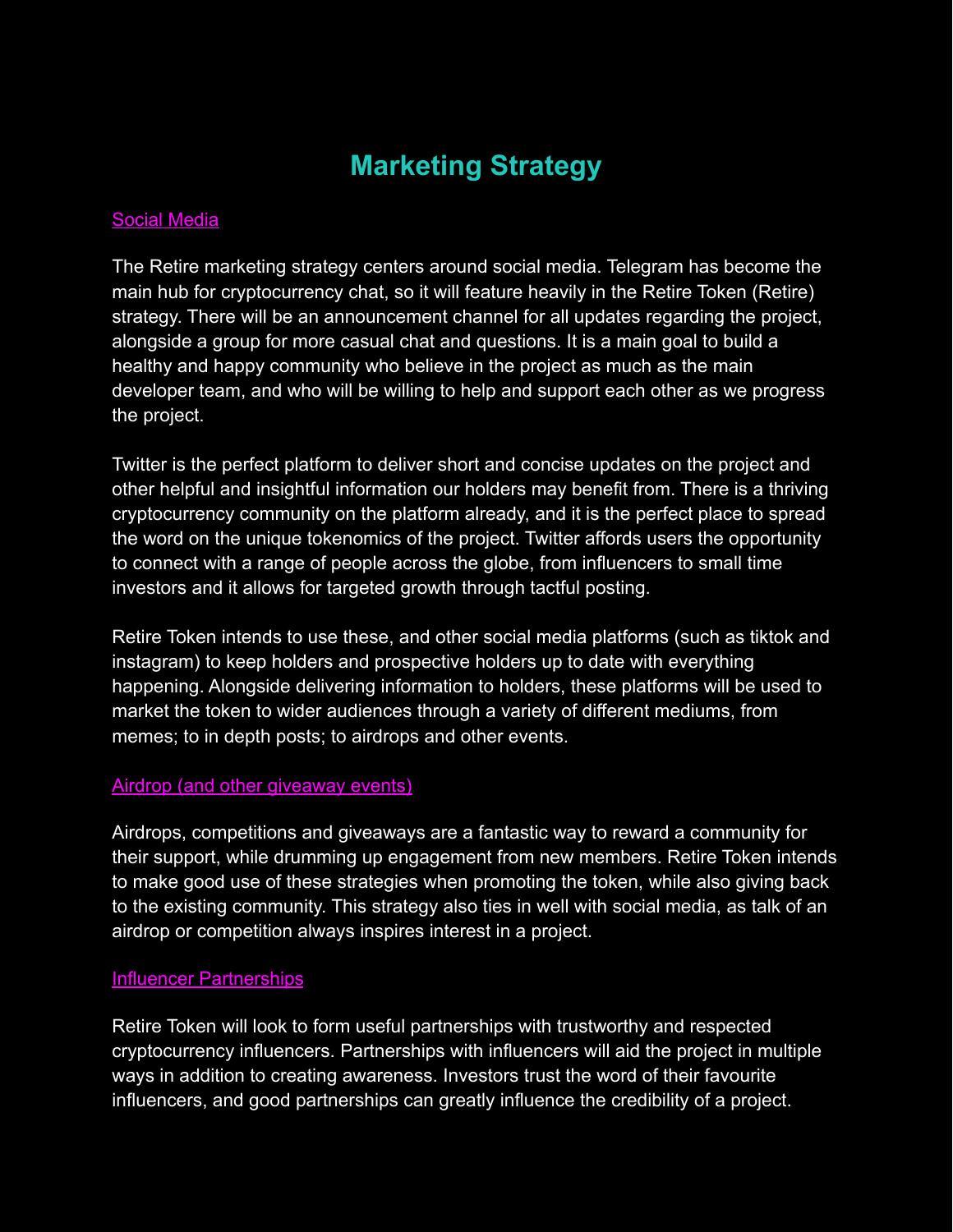# Marketing Strategy

## Social Media

The Retire marketing strategy centers around social media. Telegram has become the main hub for cryptocurrency chat, so it will feature heavily in the Retire Token (Retire) strategy. There will be an announcement channel for all updates regarding the project, alongside a group for more casual chat and questions. It is a main goal to build a healthy and happy community who believe in the project as much as the main developer team, and who will be willing to help and support each other as we progress the project.

Twitter is the perfect platform to deliver short and concise updates on the project and other helpful and insightful information our holders may benefit from. There is a thriving cryptocurrency community on the platform already, and it is the perfect place to spread the word on the unique tokenomics of the project. Twitter affords users the opportunity to connect with a range of people across the globe, from influencers to small time investors and it allows for targeted growth through tactful posting.

Retire Token intends to use these, and other social media platforms (such as tiktok and instagram) to keep holders and prospective holders up to date with everything happening. Alongside delivering information to holders, these platforms will be used to market the token to wider audiences through a variety of different mediums, from memes; to in depth posts; to airdrops and other events.

## Airdrop (and other giveaway events)

Airdrops, competitions and giveaways are a fantastic way to reward a community for their support, while drumming up engagement from new members. Retire Token intends to make good use of these strategies when promoting the token, while also giving back to the existing community. This strategy also ties in well with social media, as talk of an airdrop or competition always inspires interest in a project.

## Influencer Partnerships

Retire Token will look to form useful partnerships with trustworthy and respected cryptocurrency influencers. Partnerships with influencers will aid the project in multiple ways in addition to creating awareness. Investors trust the word of their favourite influencers, and good partnerships can greatly influence the credibility of a project.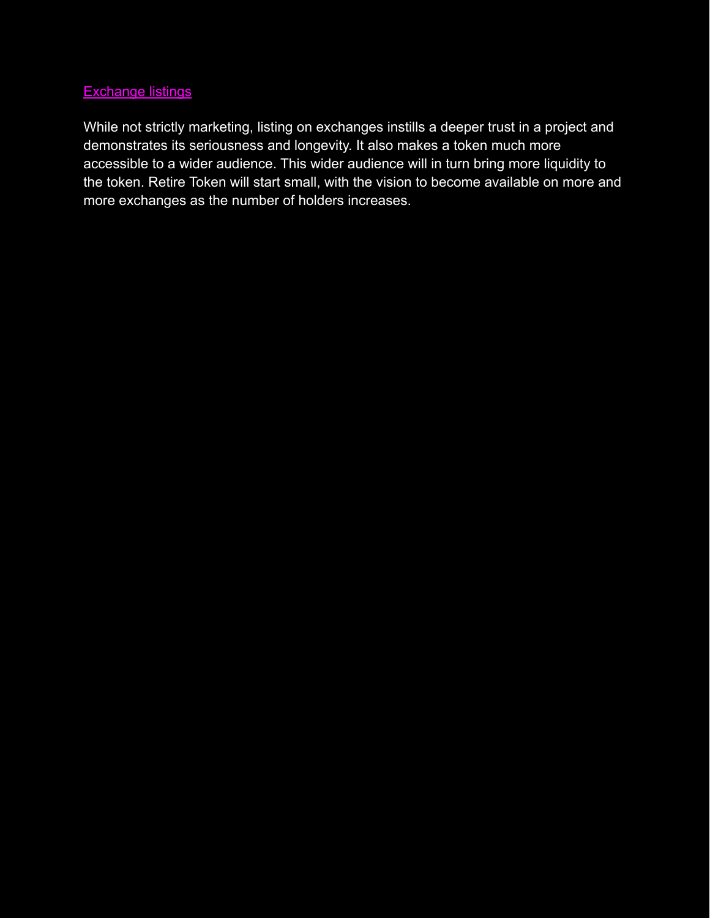## Exchange listings

While not strictly marketing, listing on exchanges instills a deeper trust in a project and demonstrates its seriousness and longevity. It also makes a token much more accessible to a wider audience. This wider audience will in turn bring more liquidity to the token. Retire Token will start small, with the vision to become available on more and more exchanges as the number of holders increases.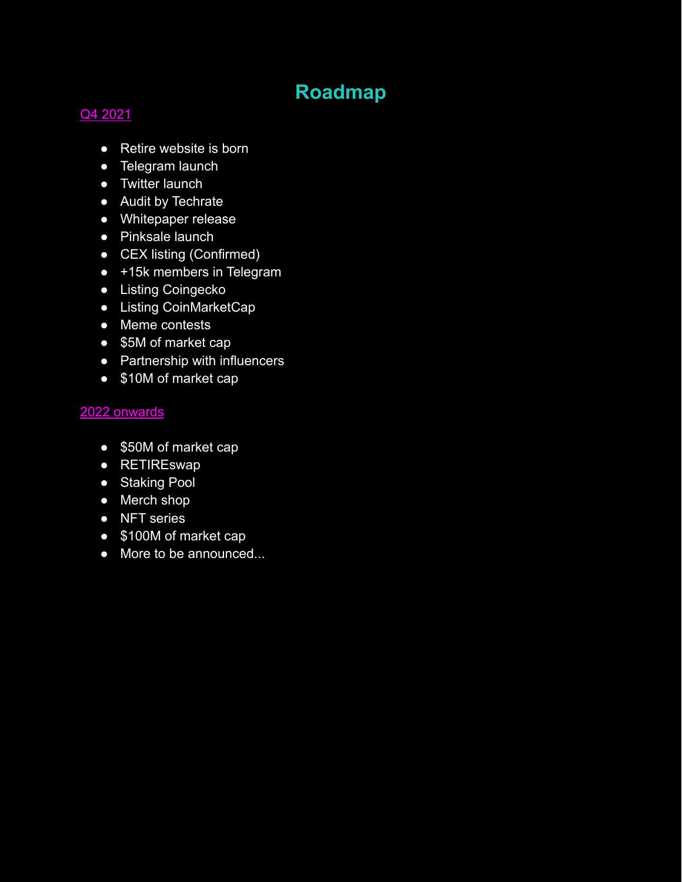# Roadmap

## Q4 2021

- Retire website is born
- Telegram launch
- Twitter launch
- Audit by Techrate
- Whitepaper release
- Pinksale launch
- CEX listing (Confirmed)
- +15k members in Telegram
- Listing Coingecko
- Listing CoinMarketCap
- Meme contests
- $5M of market cap
- Partnership with influencers
- $10M of market cap

## 2022 onwards

- $50M of market cap
- RETIREswap
- Staking Pool
- Merch shop
- NFT series
- $100M of market cap
- More to be announced...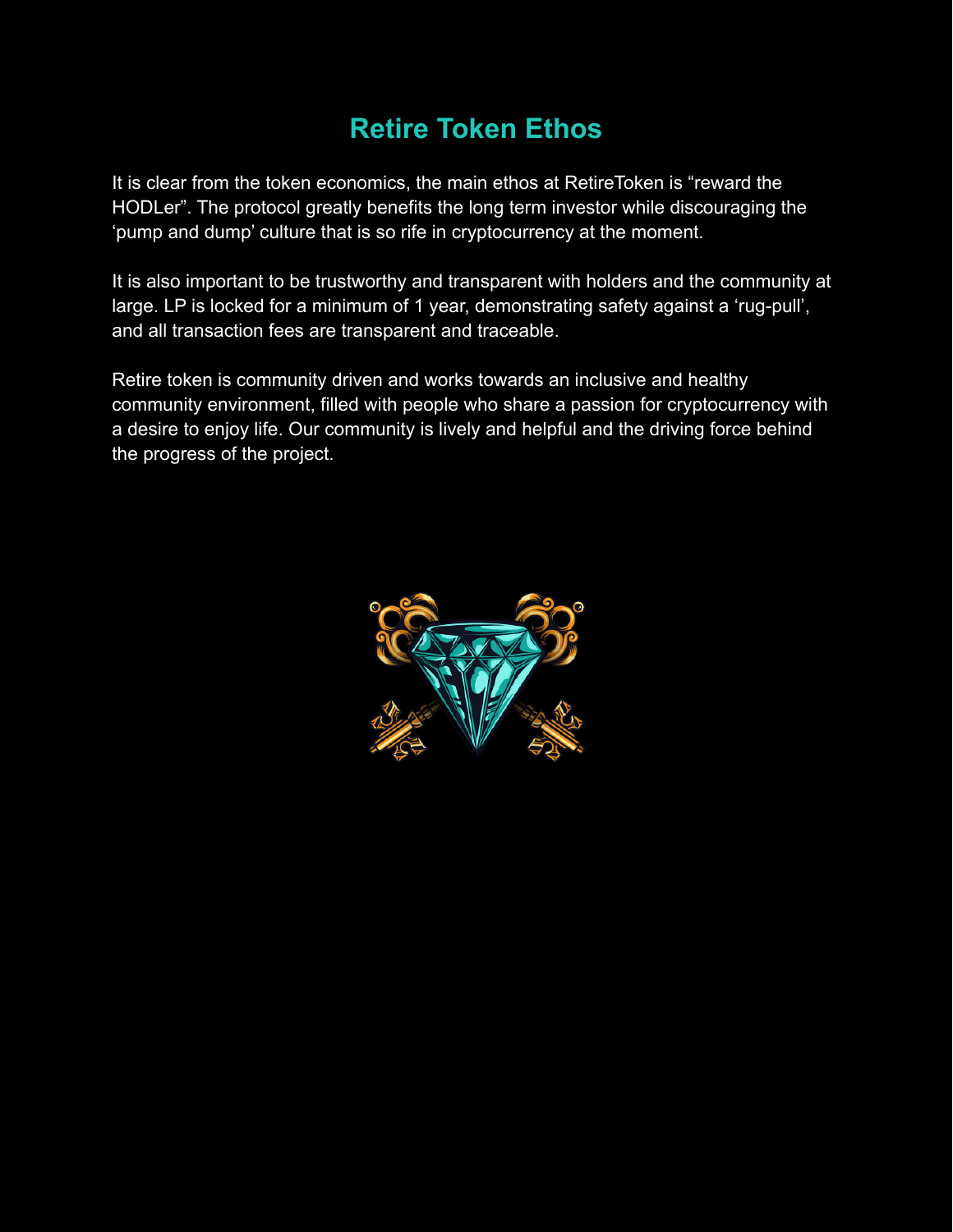# Retire Token Ethos

It is clear from the token economics, the main ethos at RetireToken is “reward the HODLer”. The protocol greatly benefits the long term investor while discouraging the ‘pump and dump’ culture that is so rife in cryptocurrency at the moment.

It is also important to be trustworthy and transparent with holders and the community at large. LP is locked for a minimum of 1 year, demonstrating safety against a ‘rug-pull’, and all transaction fees are transparent and traceable.

Retire token is community driven and works towards an inclusive and healthy community environment, filled with people who share a passion for cryptocurrency with a desire to enjoy life. Our community is lively and helpful and the driving force behind the progress of the project.